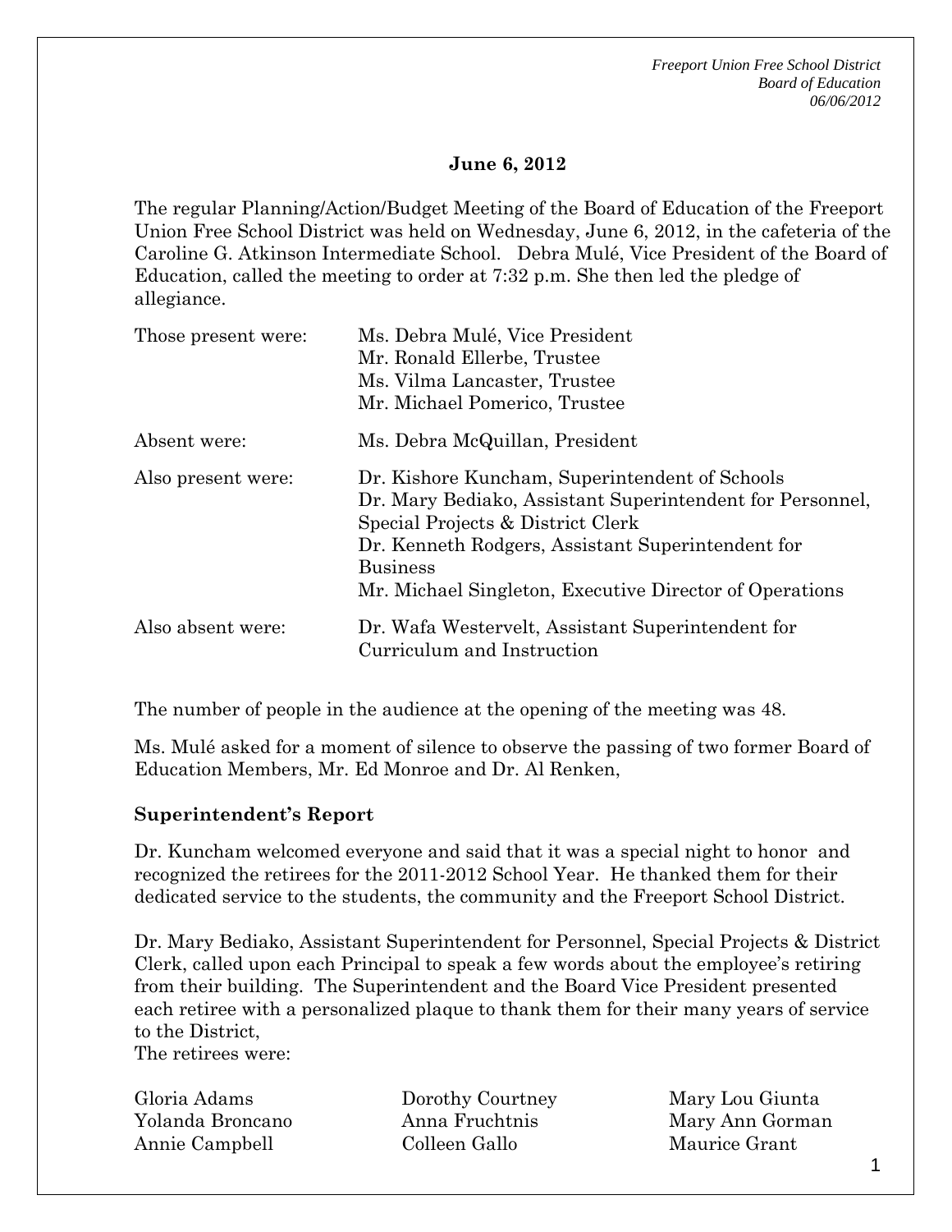**June 6, 2012**

The regular Planning/Action/Budget Meeting of the Board of Education of the Freeport Union Free School District was held on Wednesday, June 6, 2012, in the cafeteria of the Caroline G. Atkinson Intermediate School. Debra Mulé, Vice President of the Board of Education, called the meeting to order at 7:32 p.m. She then led the pledge of allegiance.

| | |
|---|---|
| Those present were: | Ms. Debra Mulé, Vice President<br>Mr. Ronald Ellerbe, Trustee<br>Ms. Vilma Lancaster, Trustee<br>Mr. Michael Pomerico, Trustee |
| Absent were: | Ms. Debra McQuillan, President |
| Also present were: | Dr. Kishore Kuncham, Superintendent of Schools<br>Dr. Mary Bediako, Assistant Superintendent for Personnel, Special Projects & District Clerk<br>Dr. Kenneth Rodgers, Assistant Superintendent for Business<br>Mr. Michael Singleton, Executive Director of Operations |
| Also absent were: | Dr. Wafa Westervelt, Assistant Superintendent for Curriculum and Instruction |

The number of people in the audience at the opening of the meeting was 48.

Ms. Mulé asked for a moment of silence to observe the passing of two former Board of Education Members, Mr. Ed Monroe and Dr. Al Renken,

**Superintendent's Report**

Dr. Kuncham welcomed everyone and said that it was a special night to honor and recognized the retirees for the 2011-2012 School Year. He thanked them for their dedicated service to the students, the community and the Freeport School District.

Dr. Mary Bediako, Assistant Superintendent for Personnel, Special Projects & District Clerk, called upon each Principal to speak a few words about the employee's retiring from their building. The Superintendent and the Board Vice President presented each retiree with a personalized plaque to thank them for their many years of service to the District,
The retirees were:

| | | |
|---|---|---|
| Gloria Adams | Dorothy Courtney | Mary Lou Giunta |
| Yolanda Broncano | Anna Fruchtnis | Mary Ann Gorman |
| Annie Campbell | Colleen Gallo | Maurice Grant |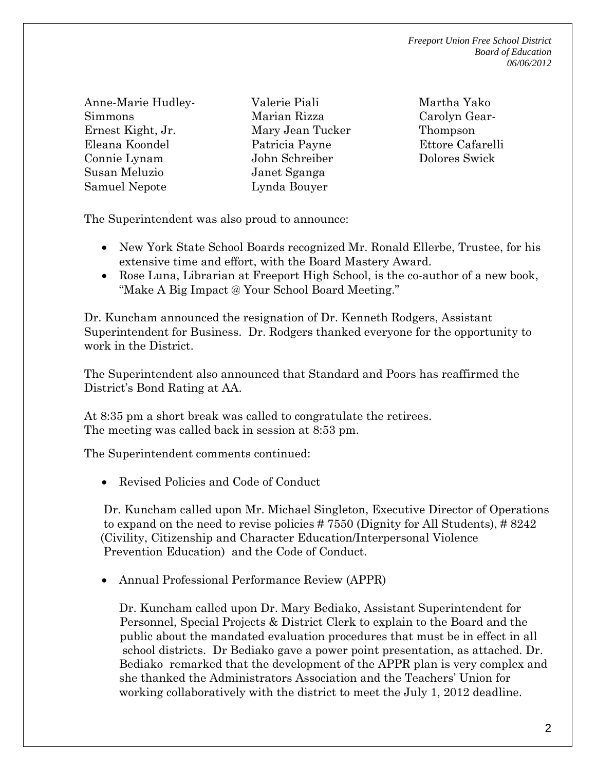| | | |
|---|---|---|
| Anne-Marie Hudley-Simmons | Valerie Piali | Martha Yako |
| Ernest Kight, Jr. | Marian Rizza | Carolyn Gear-Thompson |
| Eleana Koondel | Mary Jean Tucker | Ettore Cafarelli |
| Connie Lynam | Patricia Payne | Dolores Swick |
| Susan Meluzio | John Schreiber | |
| Samuel Nepote | Janet Sganga | |
| | Lynda Bouyer | |

The Superintendent was also proud to announce:

- New York State School Boards recognized Mr. Ronald Ellerbe, Trustee, for his extensive time and effort, with the Board Mastery Award.
- Rose Luna, Librarian at Freeport High School, is the co-author of a new book, "Make A Big Impact @ Your School Board Meeting."

Dr. Kuncham announced the resignation of Dr. Kenneth Rodgers, Assistant Superintendent for Business. Dr. Rodgers thanked everyone for the opportunity to work in the District.

The Superintendent also announced that Standard and Poors has reaffirmed the District's Bond Rating at AA.

At 8:35 pm a short break was called to congratulate the retirees.
The meeting was called back in session at 8:53 pm.

The Superintendent comments continued:

- Revised Policies and Code of Conduct

  Dr. Kuncham called upon Mr. Michael Singleton, Executive Director of Operations to expand on the need to revise policies # 7550 (Dignity for All Students), # 8242 (Civility, Citizenship and Character Education/Interpersonal Violence Prevention Education) and the Code of Conduct.

- Annual Professional Performance Review (APPR)

  Dr. Kuncham called upon Dr. Mary Bediako, Assistant Superintendent for Personnel, Special Projects & District Clerk to explain to the Board and the public about the mandated evaluation procedures that must be in effect in all school districts. Dr Bediako gave a power point presentation, as attached. Dr. Bediako remarked that the development of the APPR plan is very complex and she thanked the Administrators Association and the Teachers' Union for working collaboratively with the district to meet the July 1, 2012 deadline.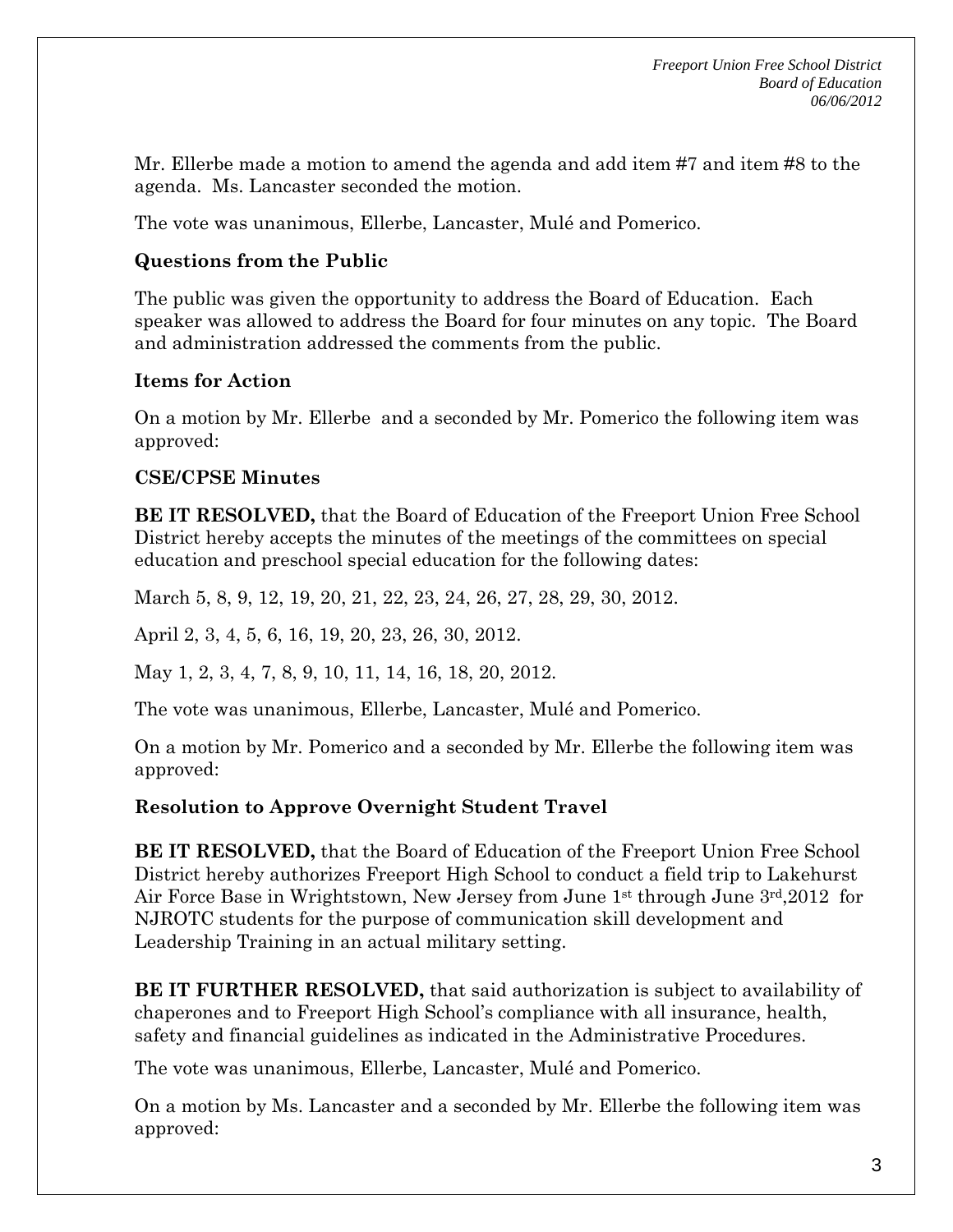Mr. Ellerbe made a motion to amend the agenda and add item #7 and item #8 to the agenda. Ms. Lancaster seconded the motion.

The vote was unanimous, Ellerbe, Lancaster, Mulé and Pomerico.

**Questions from the Public**

The public was given the opportunity to address the Board of Education. Each speaker was allowed to address the Board for four minutes on any topic. The Board and administration addressed the comments from the public.

**Items for Action**

On a motion by Mr. Ellerbe and a seconded by Mr. Pomerico the following item was approved:

**CSE/CPSE Minutes**

**BE IT RESOLVED,** that the Board of Education of the Freeport Union Free School District hereby accepts the minutes of the meetings of the committees on special education and preschool special education for the following dates:

March 5, 8, 9, 12, 19, 20, 21, 22, 23, 24, 26, 27, 28, 29, 30, 2012.

April 2, 3, 4, 5, 6, 16, 19, 20, 23, 26, 30, 2012.

May 1, 2, 3, 4, 7, 8, 9, 10, 11, 14, 16, 18, 20, 2012.

The vote was unanimous, Ellerbe, Lancaster, Mulé and Pomerico.

On a motion by Mr. Pomerico and a seconded by Mr. Ellerbe the following item was approved:

**Resolution to Approve Overnight Student Travel**

**BE IT RESOLVED,** that the Board of Education of the Freeport Union Free School District hereby authorizes Freeport High School to conduct a field trip to Lakehurst Air Force Base in Wrightstown, New Jersey from June 1st through June 3rd,2012 for NJROTC students for the purpose of communication skill development and Leadership Training in an actual military setting.

**BE IT FURTHER RESOLVED,** that said authorization is subject to availability of chaperones and to Freeport High School's compliance with all insurance, health, safety and financial guidelines as indicated in the Administrative Procedures.

The vote was unanimous, Ellerbe, Lancaster, Mulé and Pomerico.

On a motion by Ms. Lancaster and a seconded by Mr. Ellerbe the following item was approved: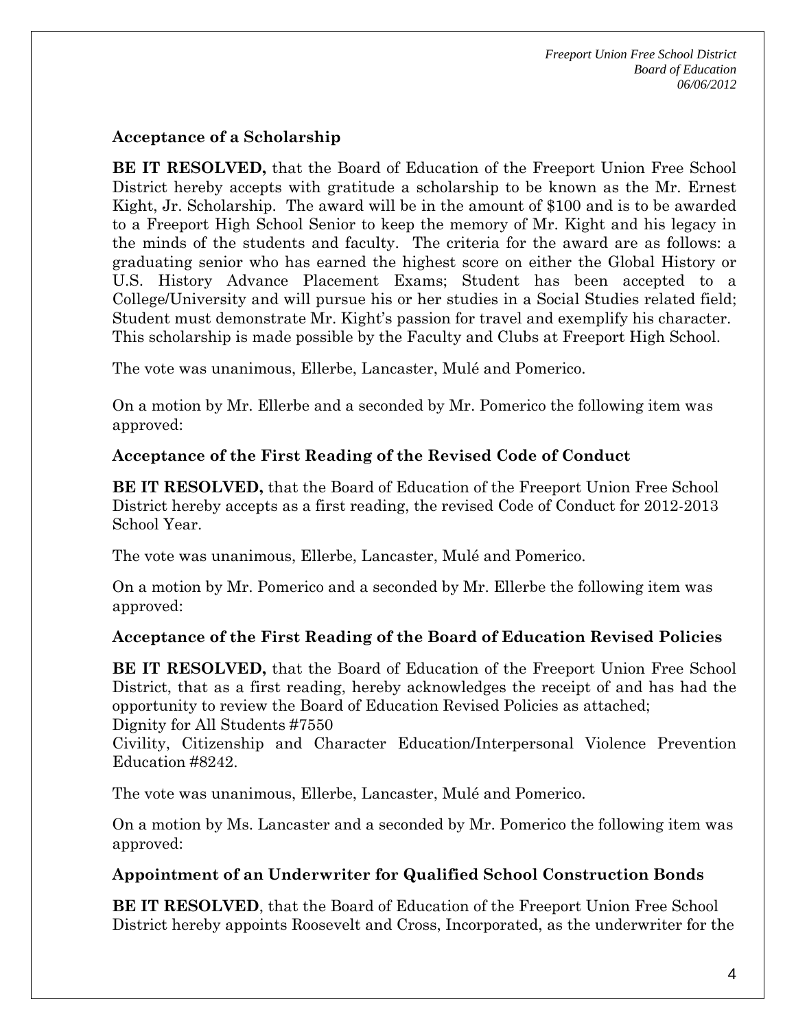### Acceptance of a Scholarship

**BE IT RESOLVED,** that the Board of Education of the Freeport Union Free School District hereby accepts with gratitude a scholarship to be known as the Mr. Ernest Kight, Jr. Scholarship. The award will be in the amount of $100 and is to be awarded to a Freeport High School Senior to keep the memory of Mr. Kight and his legacy in the minds of the students and faculty. The criteria for the award are as follows: a graduating senior who has earned the highest score on either the Global History or U.S. History Advance Placement Exams; Student has been accepted to a College/University and will pursue his or her studies in a Social Studies related field; Student must demonstrate Mr. Kight's passion for travel and exemplify his character. This scholarship is made possible by the Faculty and Clubs at Freeport High School.

The vote was unanimous, Ellerbe, Lancaster, Mulé and Pomerico.

On a motion by Mr. Ellerbe and a seconded by Mr. Pomerico the following item was approved:

### Acceptance of the First Reading of the Revised Code of Conduct

**BE IT RESOLVED,** that the Board of Education of the Freeport Union Free School District hereby accepts as a first reading, the revised Code of Conduct for 2012-2013 School Year.

The vote was unanimous, Ellerbe, Lancaster, Mulé and Pomerico.

On a motion by Mr. Pomerico and a seconded by Mr. Ellerbe the following item was approved:

### Acceptance of the First Reading of the Board of Education Revised Policies

**BE IT RESOLVED,** that the Board of Education of the Freeport Union Free School District, that as a first reading, hereby acknowledges the receipt of and has had the opportunity to review the Board of Education Revised Policies as attached;
Dignity for All Students #7550
Civility, Citizenship and Character Education/Interpersonal Violence Prevention Education #8242.

The vote was unanimous, Ellerbe, Lancaster, Mulé and Pomerico.

On a motion by Ms. Lancaster and a seconded by Mr. Pomerico the following item was approved:

### Appointment of an Underwriter for Qualified School Construction Bonds

**BE IT RESOLVED**, that the Board of Education of the Freeport Union Free School District hereby appoints Roosevelt and Cross, Incorporated, as the underwriter for the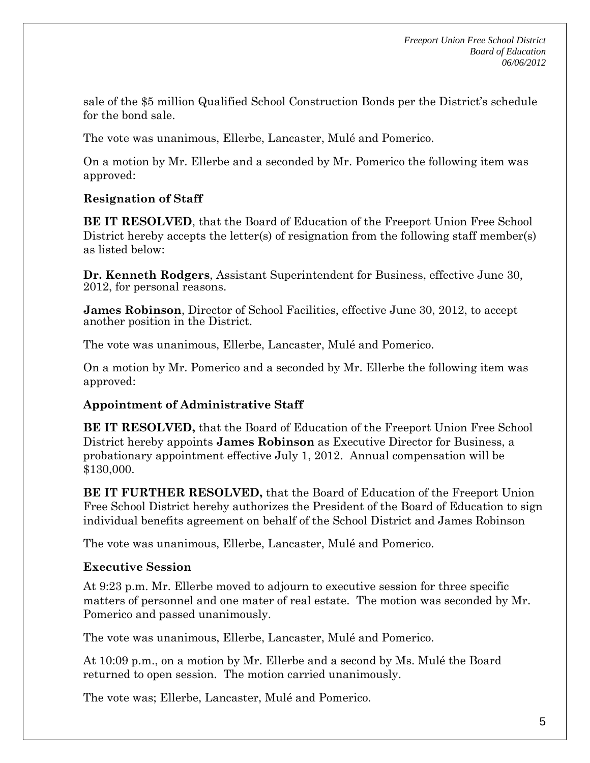sale of the $5 million Qualified School Construction Bonds per the District's schedule for the bond sale.

The vote was unanimous, Ellerbe, Lancaster, Mulé and Pomerico.

On a motion by Mr. Ellerbe and a seconded by Mr. Pomerico the following item was approved:

**Resignation of Staff**

**BE IT RESOLVED**, that the Board of Education of the Freeport Union Free School District hereby accepts the letter(s) of resignation from the following staff member(s) as listed below:

**Dr. Kenneth Rodgers**, Assistant Superintendent for Business, effective June 30, 2012, for personal reasons.

**James Robinson**, Director of School Facilities, effective June 30, 2012, to accept another position in the District.

The vote was unanimous, Ellerbe, Lancaster, Mulé and Pomerico.

On a motion by Mr. Pomerico and a seconded by Mr. Ellerbe the following item was approved:

**Appointment of Administrative Staff**

**BE IT RESOLVED,** that the Board of Education of the Freeport Union Free School District hereby appoints **James Robinson** as Executive Director for Business, a probationary appointment effective July 1, 2012. Annual compensation will be $130,000.

**BE IT FURTHER RESOLVED,** that the Board of Education of the Freeport Union Free School District hereby authorizes the President of the Board of Education to sign individual benefits agreement on behalf of the School District and James Robinson

The vote was unanimous, Ellerbe, Lancaster, Mulé and Pomerico.

**Executive Session**

At 9:23 p.m. Mr. Ellerbe moved to adjourn to executive session for three specific matters of personnel and one mater of real estate. The motion was seconded by Mr. Pomerico and passed unanimously.

The vote was unanimous, Ellerbe, Lancaster, Mulé and Pomerico.

At 10:09 p.m., on a motion by Mr. Ellerbe and a second by Ms. Mulé the Board returned to open session. The motion carried unanimously.

The vote was; Ellerbe, Lancaster, Mulé and Pomerico.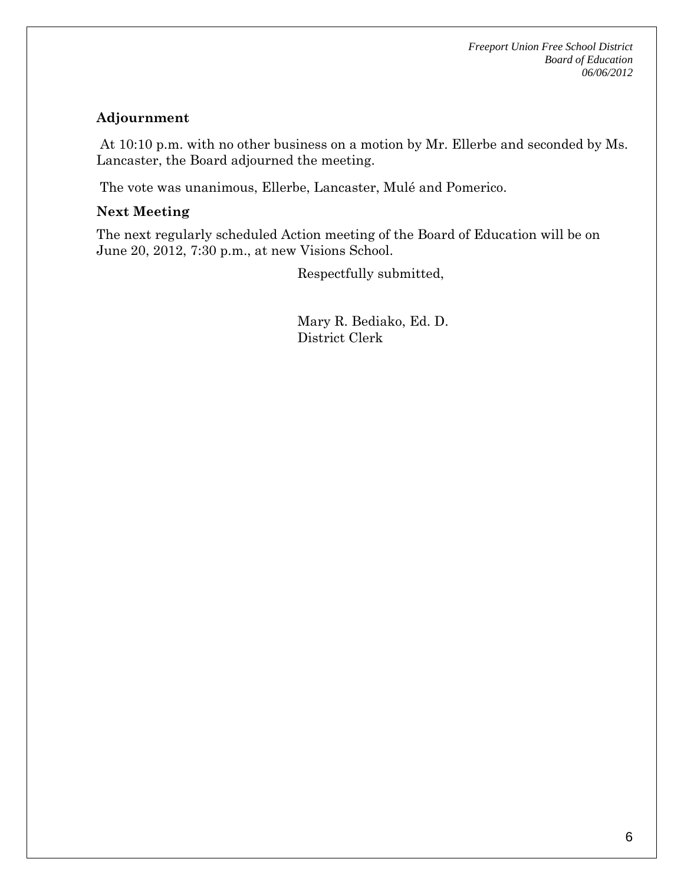## Adjournment

At 10:10 p.m. with no other business on a motion by Mr. Ellerbe and seconded by Ms. Lancaster, the Board adjourned the meeting.

The vote was unanimous, Ellerbe, Lancaster, Mulé and Pomerico.

## Next Meeting

The next regularly scheduled Action meeting of the Board of Education will be on June 20, 2012, 7:30 p.m., at new Visions School.

Respectfully submitted,

Mary R. Bediako, Ed. D.
District Clerk